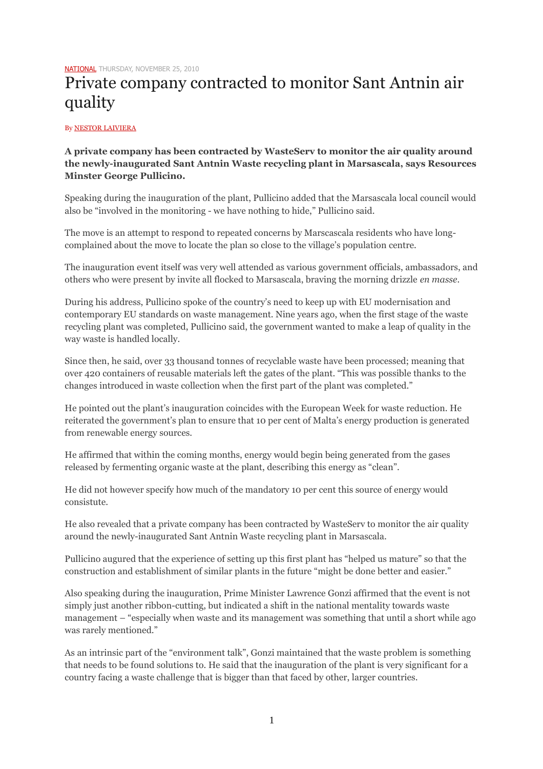NATIONAL THURSDAY, NOVEMBER 25, 2010

# Private company contracted to monitor Sant Antnin air quality

By NESTOR LAIVIERA

**A private company has been contracted by WasteServ to monitor the air quality around the newly-inaugurated Sant Antnin Waste recycling plant in Marsascala, says Resources Minster George Pullicino.**

Speaking during the inauguration of the plant, Pullicino added that the Marsascala local council would also be "involved in the monitoring - we have nothing to hide," Pullicino said.

The move is an attempt to respond to repeated concerns by Marscascala residents who have long-complained about the move to locate the plan so close to the village's population centre.

The inauguration event itself was very well attended as various government officials, ambassadors, and others who were present by invite all flocked to Marsascala, braving the morning drizzle *en masse*.

During his address, Pullicino spoke of the country's need to keep up with EU modernisation and contemporary EU standards on waste management. Nine years ago, when the first stage of the waste recycling plant was completed, Pullicino said, the government wanted to make a leap of quality in the way waste is handled locally.

Since then, he said, over 33 thousand tonnes of recyclable waste have been processed; meaning that over 420 containers of reusable materials left the gates of the plant. "This was possible thanks to the changes introduced in waste collection when the first part of the plant was completed."

He pointed out the plant's inauguration coincides with the European Week for waste reduction. He reiterated the government's plan to ensure that 10 per cent of Malta's energy production is generated from renewable energy sources.

He affirmed that within the coming months, energy would begin being generated from the gases released by fermenting organic waste at the plant, describing this energy as "clean".

He did not however specify how much of the mandatory 10 per cent this source of energy would consistute.

He also revealed that a private company has been contracted by WasteServ to monitor the air quality around the newly-inaugurated Sant Antnin Waste recycling plant in Marsascala.

Pullicino augured that the experience of setting up this first plant has "helped us mature" so that the construction and establishment of similar plants in the future "might be done better and easier."

Also speaking during the inauguration, Prime Minister Lawrence Gonzi affirmed that the event is not simply just another ribbon-cutting, but indicated a shift in the national mentality towards waste management – "especially when waste and its management was something that until a short while ago was rarely mentioned."

As an intrinsic part of the "environment talk", Gonzi maintained that the waste problem is something that needs to be found solutions to. He said that the inauguration of the plant is very significant for a country facing a waste challenge that is bigger than that faced by other, larger countries.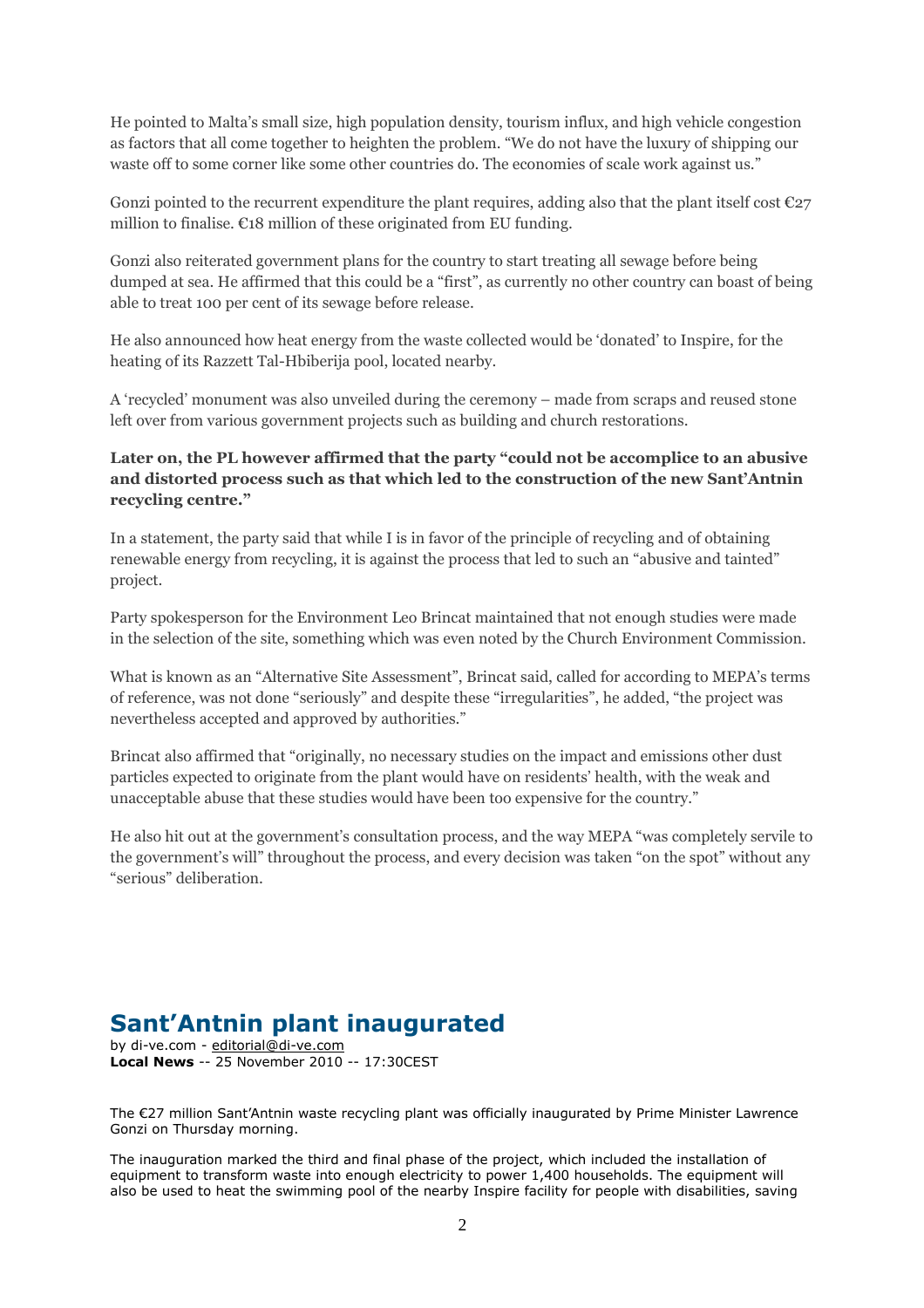He pointed to Malta's small size, high population density, tourism influx, and high vehicle congestion as factors that all come together to heighten the problem. "We do not have the luxury of shipping our waste off to some corner like some other countries do. The economies of scale work against us."

Gonzi pointed to the recurrent expenditure the plant requires, adding also that the plant itself cost €27 million to finalise. €18 million of these originated from EU funding.

Gonzi also reiterated government plans for the country to start treating all sewage before being dumped at sea. He affirmed that this could be a "first", as currently no other country can boast of being able to treat 100 per cent of its sewage before release.

He also announced how heat energy from the waste collected would be 'donated' to Inspire, for the heating of its Razzett Tal-Hbiberija pool, located nearby.

A 'recycled' monument was also unveiled during the ceremony – made from scraps and reused stone left over from various government projects such as building and church restorations.

**Later on, the PL however affirmed that the party "could not be accomplice to an abusive and distorted process such as that which led to the construction of the new Sant'Antnin recycling centre."**

In a statement, the party said that while I is in favor of the principle of recycling and of obtaining renewable energy from recycling, it is against the process that led to such an "abusive and tainted" project.

Party spokesperson for the Environment Leo Brincat maintained that not enough studies were made in the selection of the site, something which was even noted by the Church Environment Commission.

What is known as an "Alternative Site Assessment", Brincat said, called for according to MEPA's terms of reference, was not done "seriously" and despite these "irregularities", he added, "the project was nevertheless accepted and approved by authorities."

Brincat also affirmed that "originally, no necessary studies on the impact and emissions other dust particles expected to originate from the plant would have on residents' health, with the weak and unacceptable abuse that these studies would have been too expensive for the country."

He also hit out at the government's consultation process, and the way MEPA "was completely servile to the government's will" throughout the process, and every decision was taken "on the spot" without any "serious" deliberation.

# Sant'Antnin plant inaugurated

by di-ve.com - editorial@di-ve.com
**Local News** -- 25 November 2010 -- 17:30CEST

The €27 million Sant'Antnin waste recycling plant was officially inaugurated by Prime Minister Lawrence Gonzi on Thursday morning.

The inauguration marked the third and final phase of the project, which included the installation of equipment to transform waste into enough electricity to power 1,400 households. The equipment will also be used to heat the swimming pool of the nearby Inspire facility for people with disabilities, saving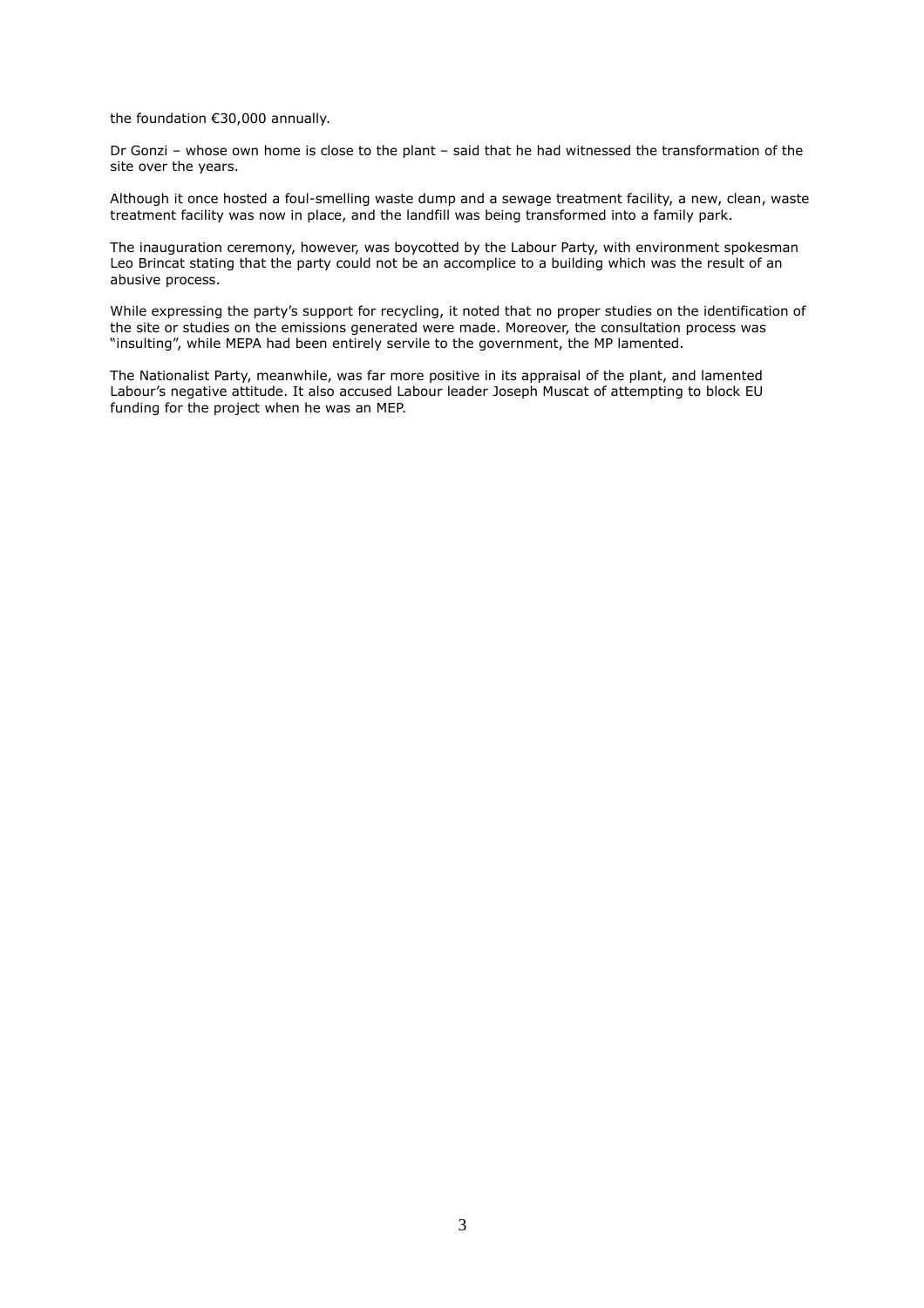the foundation €30,000 annually.

Dr Gonzi – whose own home is close to the plant – said that he had witnessed the transformation of the site over the years.

Although it once hosted a foul-smelling waste dump and a sewage treatment facility, a new, clean, waste treatment facility was now in place, and the landfill was being transformed into a family park.

The inauguration ceremony, however, was boycotted by the Labour Party, with environment spokesman Leo Brincat stating that the party could not be an accomplice to a building which was the result of an abusive process.

While expressing the party's support for recycling, it noted that no proper studies on the identification of the site or studies on the emissions generated were made. Moreover, the consultation process was "insulting", while MEPA had been entirely servile to the government, the MP lamented.

The Nationalist Party, meanwhile, was far more positive in its appraisal of the plant, and lamented Labour's negative attitude. It also accused Labour leader Joseph Muscat of attempting to block EU funding for the project when he was an MEP.